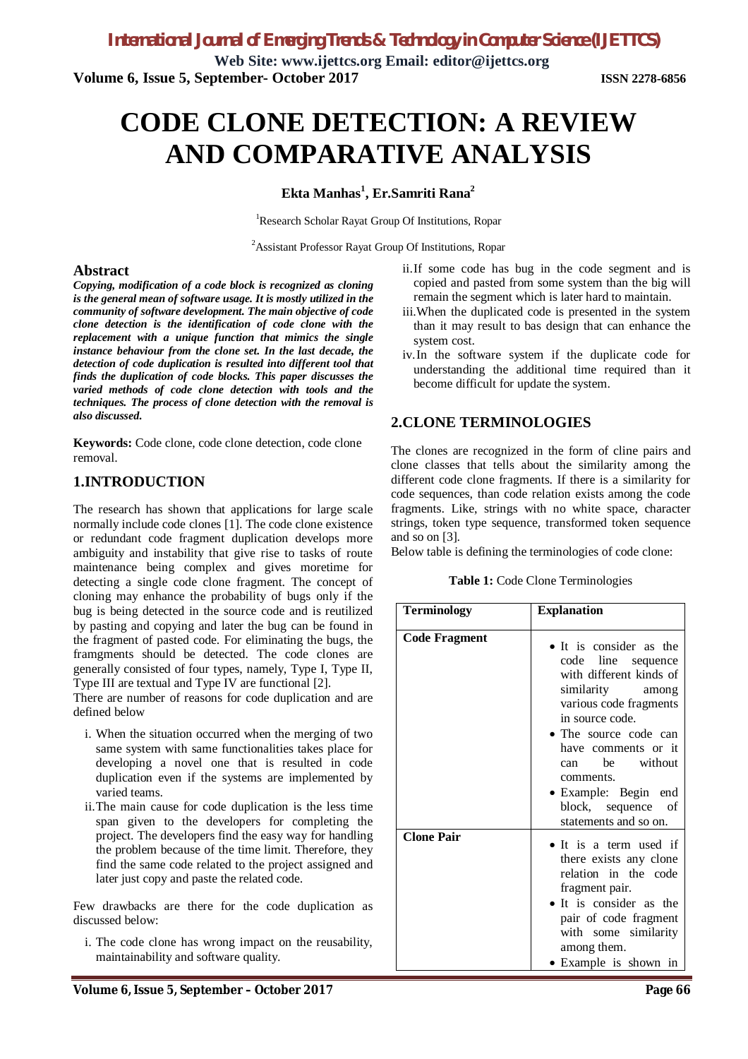# CODE CLONE DETECTION: A REVIEW AND COMPARATIVE ANALYSIS

**Ekta Manhas[1], Er.Samriti Rana[2]**

[1]Research Scholar Rayat Group Of Institutions, Ropar

[2]Assistant Professor Rayat Group Of Institutions, Ropar

## Abstract

***Copying, modification of a code block is recognized as cloning is the general mean of software usage. It is mostly utilized in the community of software development. The main objective of code clone detection is the identification of code clone with the replacement with a unique function that mimics the single instance behaviour from the clone set. In the last decade, the detection of code duplication is resulted into different tool that finds the duplication of code blocks. This paper discusses the varied methods of code clone detection with tools and the techniques. The process of clone detection with the removal is also discussed.***

**Keywords:** Code clone, code clone detection, code clone removal.

## 1.INTRODUCTION

The research has shown that applications for large scale normally include code clones [1]. The code clone existence or redundant code fragment duplication develops more ambiguity and instability that give rise to tasks of route maintenance being complex and gives moretime for detecting a single code clone fragment. The concept of cloning may enhance the probability of bugs only if the bug is being detected in the source code and is reutilized by pasting and copying and later the bug can be found in the fragment of pasted code. For eliminating the bugs, the framgments should be detected. The code clones are generally consisted of four types, namely, Type I, Type II, Type III are textual and Type IV are functional [2].

There are number of reasons for code duplication and are defined below

i. When the situation occurred when the merging of two same system with same functionalities takes place for developing a novel one that is resulted in code duplication even if the systems are implemented by varied teams.

ii. The main cause for code duplication is the less time span given to the developers for completing the project. The developers find the easy way for handling the problem because of the time limit. Therefore, they find the same code related to the project assigned and later just copy and paste the related code.

Few drawbacks are there for the code duplication as discussed below:

i. The code clone has wrong impact on the reusability, maintainability and software quality.

ii. If some code has bug in the code segment and is copied and pasted from some system than the big will remain the segment which is later hard to maintain.

iii. When the duplicated code is presented in the system than it may result to bas design that can enhance the system cost.

iv. In the software system if the duplicate code for understanding the additional time required than it become difficult for update the system.

## 2.CLONE TERMINOLOGIES

The clones are recognized in the form of cline pairs and clone classes that tells about the similarity among the different code clone fragments. If there is a similarity for code sequences, than code relation exists among the code fragments. Like, strings with no white space, character strings, token type sequence, transformed token sequence and so on [3].

Below table is defining the terminologies of code clone:

**Table 1:** Code Clone Terminologies

| Terminology | Explanation |
|---|---|
| **Code Fragment** | • It is consider as the code line sequence with different kinds of similarity among various code fragments in source code.<br>• The source code can have comments or it can be without comments.<br>• Example: Begin end block, sequence of statements and so on. |
| **Clone Pair** | • It is a term used if there exists any clone relation in the code fragment pair.<br>• It is consider as the pair of code fragment with some similarity among them.<br>• Example is shown in |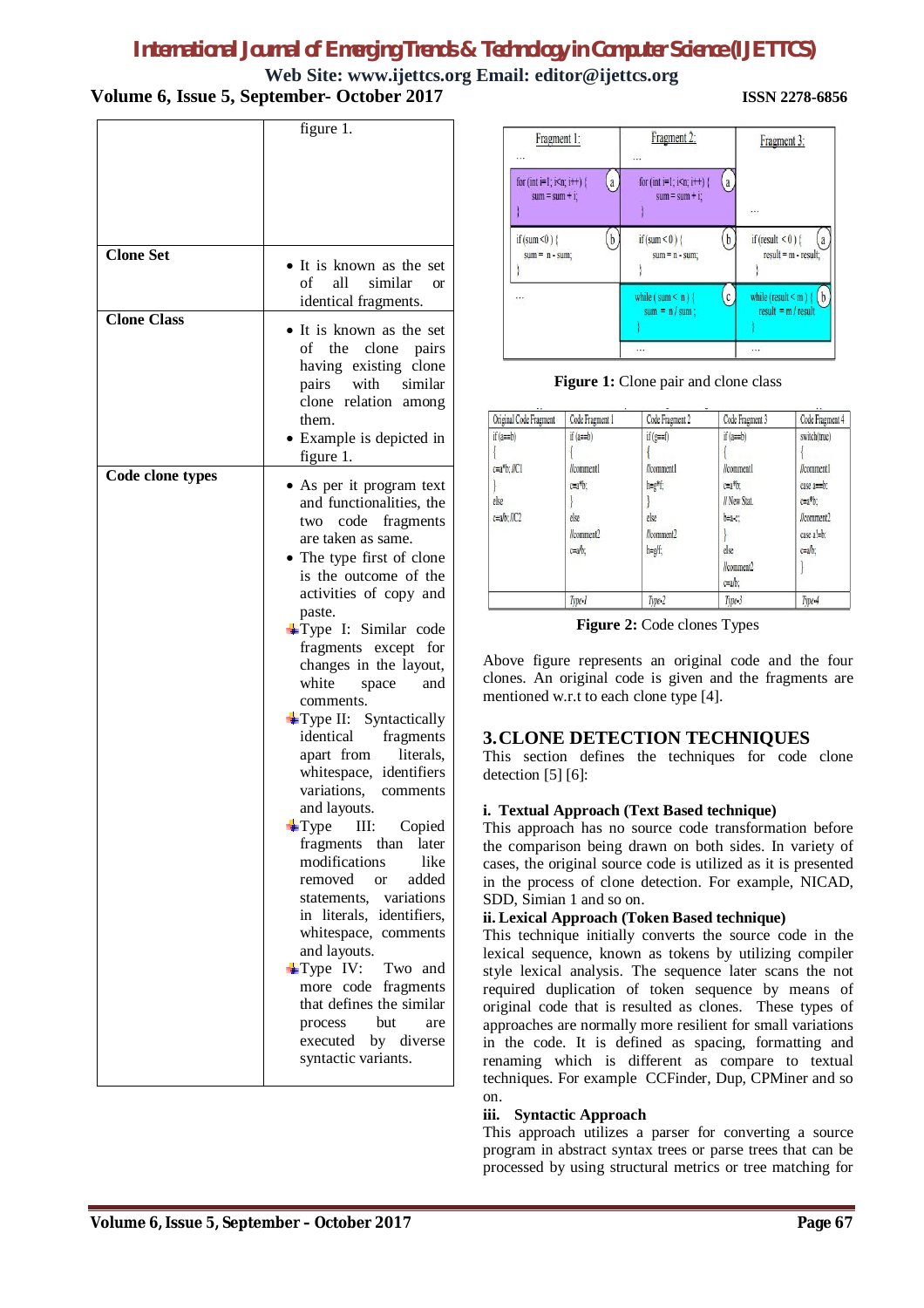| | |
|---|---|
| | figure 1. |
| **Clone Set** | • It is known as the set of all similar or identical fragments. |
| **Clone Class** | • It is known as the set of the clone pairs having existing clone pairs with similar clone relation among them.<br>• Example is depicted in figure 1. |
| **Code clone types** | • As per it program text and functionalities, the two code fragments are taken as same.<br>• The type first of clone is the outcome of the activities of copy and paste.<br>Type I: Similar code fragments except for changes in the layout, white space and comments.<br>Type II: Syntactically identical fragments apart from literals, whitespace, identifiers variations, comments and layouts.<br>Type III: Copied fragments than later modifications like removed or added statements, variations in literals, identifiers, whitespace, comments and layouts.<br>Type IV: Two and more code fragments that defines the similar process but are executed by diverse syntactic variants. |

| Fragment 1: | Fragment 2: | Fragment 3: |
|---|---|---|
| ... | ... | |
| for (int i=1; i<n; i++) { sum = sum + i; } (a) | for (int i=1; i<n; i++) { sum = sum + i; } (a) | ... |
| if (sum < 0 ) { sum = n - sum; } (b) | if (sum < 0 ) { sum = n - sum; } (b) | if (result < 0 ) { result = m - result; } (a) |
| ... | while ( sum < n ) { sum = n / sum ; } (c) | while (result < m ) { result = m / result } (b) |
| | ... | ... |

**Figure 1:** Clone pair and clone class

| Original Code Fragment | Code Fragment 1 | Code Fragment 2 | Code Fragment 3 | Code Fragment 4 |
|---|---|---|---|---|
| if (a==b)<br>{<br>c=a*b; //C1<br>}<br>else<br>c=a/b; //C2 | if (a==b)<br>{<br>//comment1<br>c=a*b;<br>}<br>else<br>//comment2<br>c=a/b; | if (g==f)<br>{<br>//comment1<br>h=g*f;<br>}<br>else<br>//comment2<br>h=g/f; | if (a==b)<br>{<br>//comment1<br>c=a*b;<br>// New Stat.<br>b=a-c;<br>}<br>else<br>//comment2<br>c=a/b; | switch(true)<br>{<br>//comment1<br>case a==b:<br>c=a*b;<br>//comment2<br>case a!=b:<br>c=a/b;<br>} |
| | Type-1 | Type-2 | Type-3 | Type-4 |

**Figure 2:** Code clones Types

Above figure represents an original code and the four clones. An original code is given and the fragments are mentioned w.r.t to each clone type [4].

## 3. CLONE DETECTION TECHNIQUES

This section defines the techniques for code clone detection [5] [6]:

**i. Textual Approach (Text Based technique)**

This approach has no source code transformation before the comparison being drawn on both sides. In variety of cases, the original source code is utilized as it is presented in the process of clone detection. For example, NICAD, SDD, Simian 1 and so on.

**ii. Lexical Approach (Token Based technique)**

This technique initially converts the source code in the lexical sequence, known as tokens by utilizing compiler style lexical analysis. The sequence later scans the not required duplication of token sequence by means of original code that is resulted as clones. These types of approaches are normally more resilient for small variations in the code. It is defined as spacing, formatting and renaming which is different as compare to textual techniques. For example CCFinder, Dup, CPMiner and so on.

**iii. Syntactic Approach**

This approach utilizes a parser for converting a source program in abstract syntax trees or parse trees that can be processed by using structural metrics or tree matching for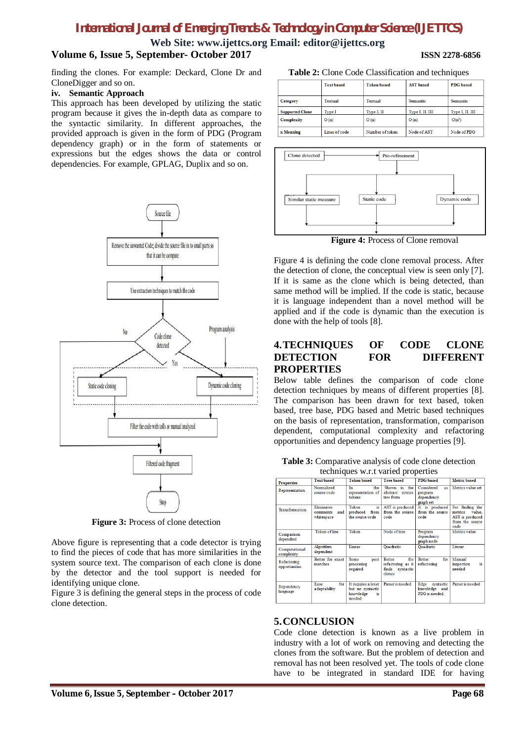finding the clones. For example: Deckard, Clone Dr and CloneDigger and so on.

**iv. Semantic Approach**

This approach has been developed by utilizing the static program because it gives the in-depth data as compare to the syntactic similarity. In different approaches, the provided approach is given in the form of PDG (Program dependency graph) or in the form of statements or expressions but the edges shows the data or control dependencies. For example, GPLAG, Duplix and so on.

**Figure 3:** Process of clone detection

Above figure is representing that a code detector is trying to find the pieces of code that has more similarities in the system source text. The comparison of each clone is done by the detector and the tool support is needed for identifying unique clone.

Figure 3 is defining the general steps in the process of code clone detection.

**Table 2:** Clone Code Classification and techniques

| | Text based | Token based | AST based | PDG based |
|---|---|---|---|---|
| Category | Textual | Textual | Semantic | Semantic |
| Supported Clone | Type I | Type I, II | Type I, II, III | Type I, II, III |
| Complexity | O (n) | O (n) | O (n) | O(n³) |
| n Meaning | Lines of code | Number of token | Node of AST | Node of PDG |

**Figure 4:** Process of Clone removal

Figure 4 is defining the code clone removal process. After the detection of clone, the conceptual view is seen only [7]. If it is same as the clone which is being detected, than same method will be implied. If the code is static, because it is language independent than a novel method will be applied and if the code is dynamic than the execution is done with the help of tools [8].

## 4. TECHNIQUES OF CODE CLONE DETECTION FOR DIFFERENT PROPERTIES

Below table defines the comparison of code clone detection techniques by means of different properties [8]. The comparison has been drawn for text based, token based, tree base, PDG based and Metric based techniques on the basis of representation, transformation, comparison dependent, computational complexity and refactoring opportunities and dependency language properties [9].

**Table 3:** Comparative analysis of code clone detection techniques w.r.t varied properties

| Properties | Text based | Token based | Tree based | PDG based | Metric based |
|---|---|---|---|---|---|
| Representation | Normalized source code | In the representation of tokens | Shown in the abstract syntax tree form | Considered as program dependency graph set | Metrics value set |
| Transformation | Eliminates comments and whitespace | Token is produced from the source code | AST is produced from the source code | It is produced from the source code | For finding the metrics value, AST is produced from the source code |
| Comparison dependent | Token of line | Token | Node of tree | Program dependency graph node | Metrics value |
| Computational complexity | Algorithm dependent | Linear | Quadratic | Quadratic | Linear |
| Refactoring opportunities | Better for exact matches | Some post processing required | Better for refactoring as it finds syntactic clones | Better for refactoring | Manual inspection is needed |
| Dependency language | Ease for adaptability | It requires a lexer but no syntactic knowledge is needed | Parser is needed | Edge syntactic knowledge and PDG is needed | Parser is needed |

## 5. CONCLUSION

Code clone detection is known as a live problem in industry with a lot of work on removing and detecting the clones from the software. But the problem of detection and removal has not been resolved yet. The tools of code clone have to be integrated in standard IDE for having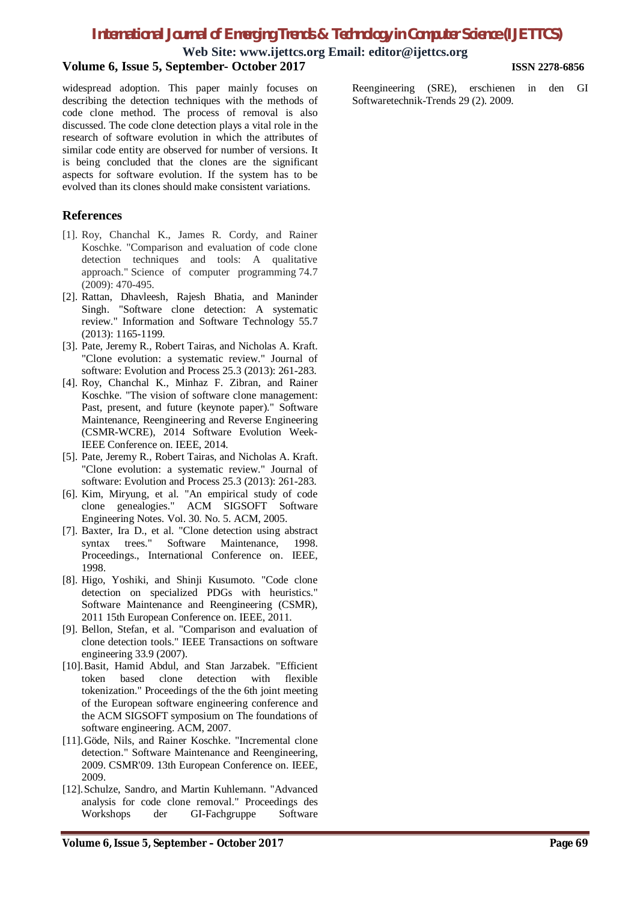widespread adoption. This paper mainly focuses on describing the detection techniques with the methods of code clone method. The process of removal is also discussed. The code clone detection plays a vital role in the research of software evolution in which the attributes of similar code entity are observed for number of versions. It is being concluded that the clones are the significant aspects for software evolution. If the system has to be evolved than its clones should make consistent variations.

## References

[1]. Roy, Chanchal K., James R. Cordy, and Rainer Koschke. "Comparison and evaluation of code clone detection techniques and tools: A qualitative approach." Science of computer programming 74.7 (2009): 470-495.

[2]. Rattan, Dhavleesh, Rajesh Bhatia, and Maninder Singh. "Software clone detection: A systematic review." Information and Software Technology 55.7 (2013): 1165-1199.

[3]. Pate, Jeremy R., Robert Tairas, and Nicholas A. Kraft. "Clone evolution: a systematic review." Journal of software: Evolution and Process 25.3 (2013): 261-283.

[4]. Roy, Chanchal K., Minhaz F. Zibran, and Rainer Koschke. "The vision of software clone management: Past, present, and future (keynote paper)." Software Maintenance, Reengineering and Reverse Engineering (CSMR-WCRE), 2014 Software Evolution Week-IEEE Conference on. IEEE, 2014.

[5]. Pate, Jeremy R., Robert Tairas, and Nicholas A. Kraft. "Clone evolution: a systematic review." Journal of software: Evolution and Process 25.3 (2013): 261-283.

[6]. Kim, Miryung, et al. "An empirical study of code clone genealogies." ACM SIGSOFT Software Engineering Notes. Vol. 30. No. 5. ACM, 2005.

[7]. Baxter, Ira D., et al. "Clone detection using abstract syntax trees." Software Maintenance, 1998. Proceedings., International Conference on. IEEE, 1998.

[8]. Higo, Yoshiki, and Shinji Kusumoto. "Code clone detection on specialized PDGs with heuristics." Software Maintenance and Reengineering (CSMR), 2011 15th European Conference on. IEEE, 2011.

[9]. Bellon, Stefan, et al. "Comparison and evaluation of clone detection tools." IEEE Transactions on software engineering 33.9 (2007).

[10]. Basit, Hamid Abdul, and Stan Jarzabek. "Efficient token based clone detection with flexible tokenization." Proceedings of the the 6th joint meeting of the European software engineering conference and the ACM SIGSOFT symposium on The foundations of software engineering. ACM, 2007.

[11]. Göde, Nils, and Rainer Koschke. "Incremental clone detection." Software Maintenance and Reengineering, 2009. CSMR'09. 13th European Conference on. IEEE, 2009.

[12]. Schulze, Sandro, and Martin Kuhlemann. "Advanced analysis for code clone removal." Proceedings des Workshops der GI-Fachgruppe Software Reengineering (SRE), erschienen in den GI Softwaretechnik-Trends 29 (2). 2009.